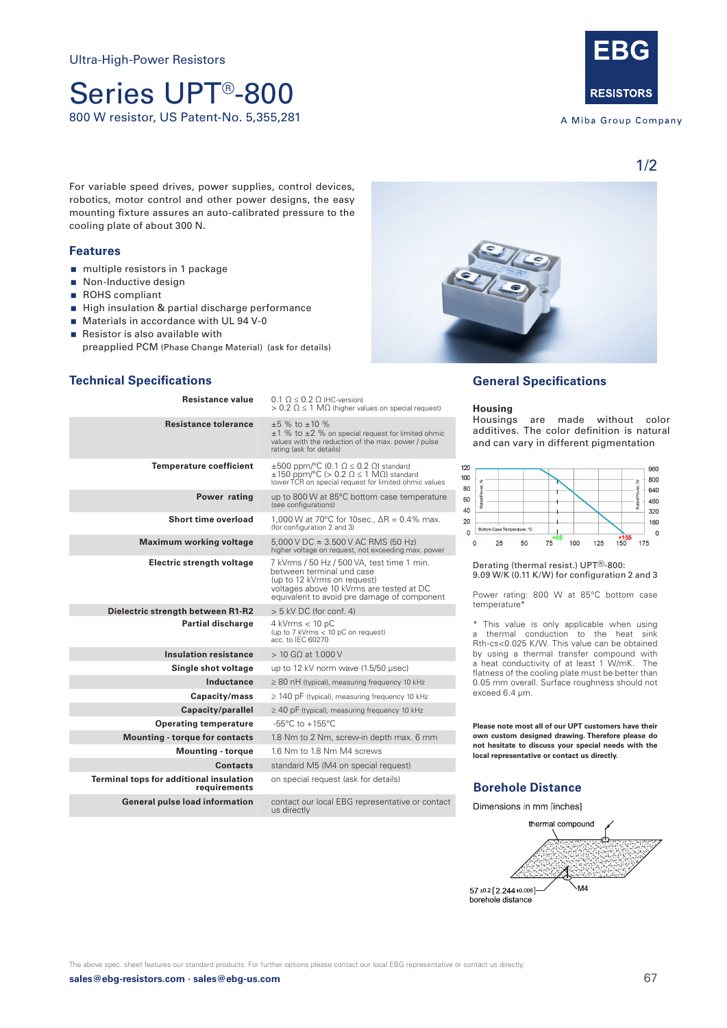Ultra-High-Power Resistors

# Series UPT®-800

800 W resistor, US Patent-No. 5,355,281

EBG RESISTORS

A Miba Group Company

For variable speed drives, power supplies, control devices, robotics, motor control and other power designs, the easy mounting fixture assures an auto-calibrated pressure to the cooling plate of about 300 N.

## Features

- multiple resistors in 1 package
- Non-Inductive design
- ROHS compliant
- High insulation & partial discharge performance
- Materials in accordance with UL 94 V-0
- Resistor is also available with preapplied PCM (Phase Change Material) (ask for details)

## Technical Specifications

| | |
|---|---|
| **Resistance value** | 0.1 Ω ≤ 0.2 Ω (HC-version)<br>> 0.2 Ω ≤ 1 MΩ (higher values on special request) |
| **Resistance tolerance** | ±5 % to ±10 %<br>±1 % to ±2 % on special request for limited ohmic values with the reduction of the max. power / pulse rating (ask for details) |
| **Temperature coefficient** | ±500 ppm/°C (0.1 Ω ≤ 0.2 Ω) standard<br>±150 ppm/°C (> 0.2 Ω ≤ 1 MΩ) standard<br>lower TCR on special request for limited ohmic values |
| **Power rating** | up to 800 W at 85°C bottom case temperature (see configurations) |
| **Short time overload** | 1,000 W at 70°C for 10sec., ΔR = 0.4% max. (for configuration 2 and 3) |
| **Maximum working voltage** | 5,000 V DC ≙ 3.500 V AC RMS (50 Hz)<br>higher voltage on request, not exceeding max. power |
| **Electric strength voltage** | 7 kVrms / 50 Hz / 500 VA, test time 1 min. between terminal und case<br>(up to 12 kVrms on request)<br>voltages above 10 kVrms are tested at DC equivalent to avoid pre damage of component |
| **Dielectric strength between R1-R2** | > 5 kV DC (for conf. 4) |
| **Partial discharge** | 4 kVrms < 10 pC<br>(up to 7 kVrms < 10 pC on request)<br>acc. to IEC 60270 |
| **Insulation resistance** | > 10 GΩ at 1.000 V |
| **Single shot voltage** | up to 12 kV norm wave (1.5/50 µsec) |
| **Inductance** | ≥ 80 nH (typical), measuring frequency 10 kHz |
| **Capacity/mass** | ≥ 140 pF (typical), measuring frequency 10 kHz |
| **Capacity/parallel** | ≥ 40 pF (typical), measuring frequency 10 kHz |
| **Operating temperature** | -55°C to +155°C |
| **Mounting - torque for contacts** | 1.8 Nm to 2 Nm, screw-in depth max. 6 mm |
| **Mounting - torque** | 1.6 Nm to 1.8 Nm M4 screws |
| **Contacts** | standard M5 (M4 on special request) |
| **Terminal tops for additional insulation requirements** | on special request (ask for details) |
| **General pulse load information** | contact our local EBG representative or contact us directly |

## General Specifications

### Housing

Housings are made without color additives. The color definition is natural and can vary in different pigmentation

Derating (thermal resist.) UPT®-800:
9.09 W/K (0.11 K/W) for configuration 2 and 3

Power rating: 800 W at 85°C bottom case temperature*

\* This value is only applicable when using a thermal conduction to the heat sink Rth-cs<0.025 K/W. This value can be obtained by using a thermal transfer compound with a heat conductivity of at least 1 W/mK. The flatness of the cooling plate must be better than 0.05 mm overall. Surface roughness should not exceed 6.4 µm.

**Please note most all of our UPT customers have their own custom designed drawing. Therefore please do not hesitate to discuss your special needs with the local representative or contact us directly.**

## Borehole Distance

Dimensions in mm [inches]

thermal compound

M4

57 ±0.2 [2.244 ±0.008]
borehole distance

The above spec. sheet features our standard products. For further options please contact our local EBG representative or contact us directly.

sales@ebg-resistors.com · sales@ebg-us.com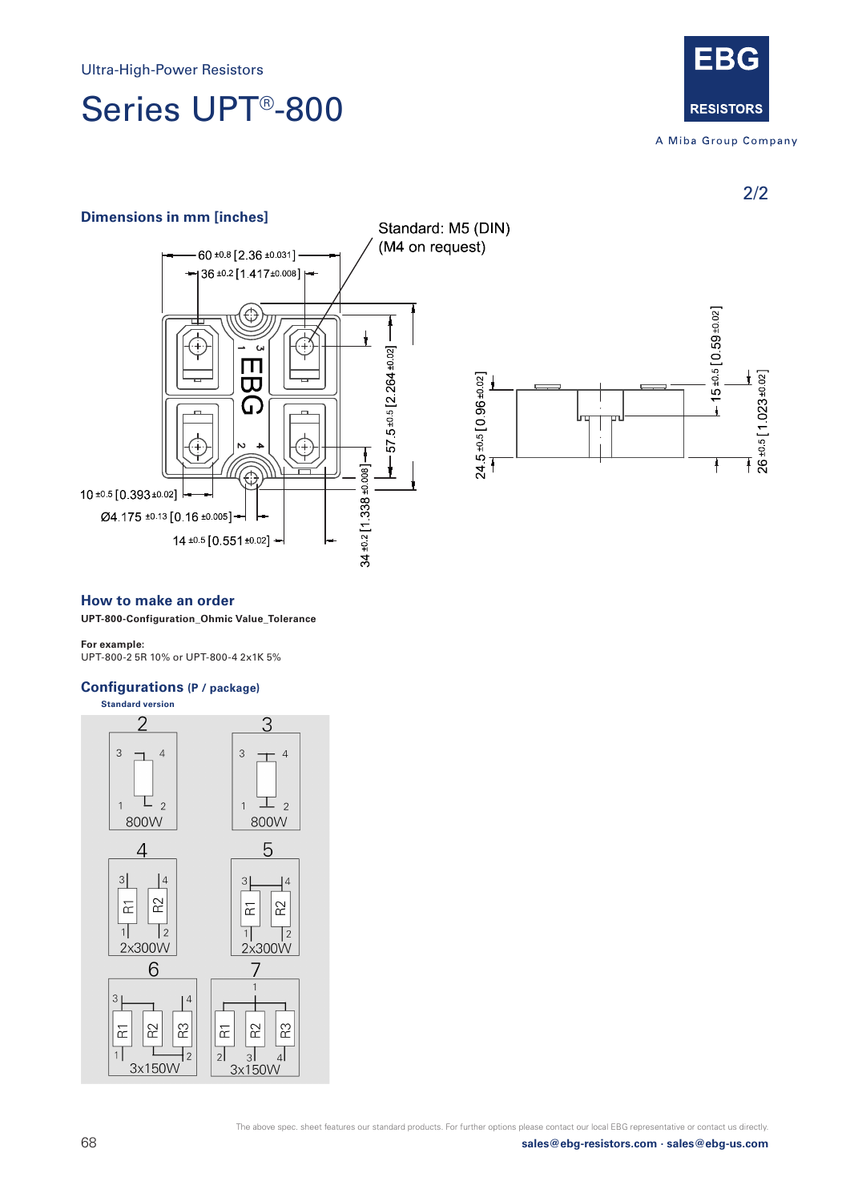Ultra-High-Power Resistors

# Series UPT®-800

## Dimensions in mm [inches]

Standard: M5 (DIN)
(M4 on request)

60 ±0.8 [2.36 ±0.031]
36 ±0.2 [1.417±0.008]
57.5 ±0.5 [2.264 ±0.02]
10 ±0.5 [0.393±0.02]
Ø4.175 ±0.13 [0.16 ±0.005]
14 ±0.5 [0.551±0.02]
34 ±0.2 [1.338 ±0.008]
24.5 ±0.5 [0.96±0.02]
15 ±0.5 [0.59 ±0.02]
26 ±0.5 [1.023±0.02]

## How to make an order

**UPT-800-Configuration_Ohmic Value_Tolerance**

**For example:**
UPT-800-2 5R 10% or UPT-800-4 2x1K 5%

## Configurations (P / package)

**Standard version**

2
3 4 1 2
800W

3
3 4 1 2
800W

4
3 4 R1 R2 1 2
2x300W

5
3 4 R1 R2 1 2
2x300W

6
3 4 R1 R2 R3 1 2
3x150W

7
1 R1 R2 R3 2 3 4
3x150W

The above spec. sheet features our standard products. For further options please contact our local EBG representative or contact us directly.

**sales@ebg-resistors.com · sales@ebg-us.com**